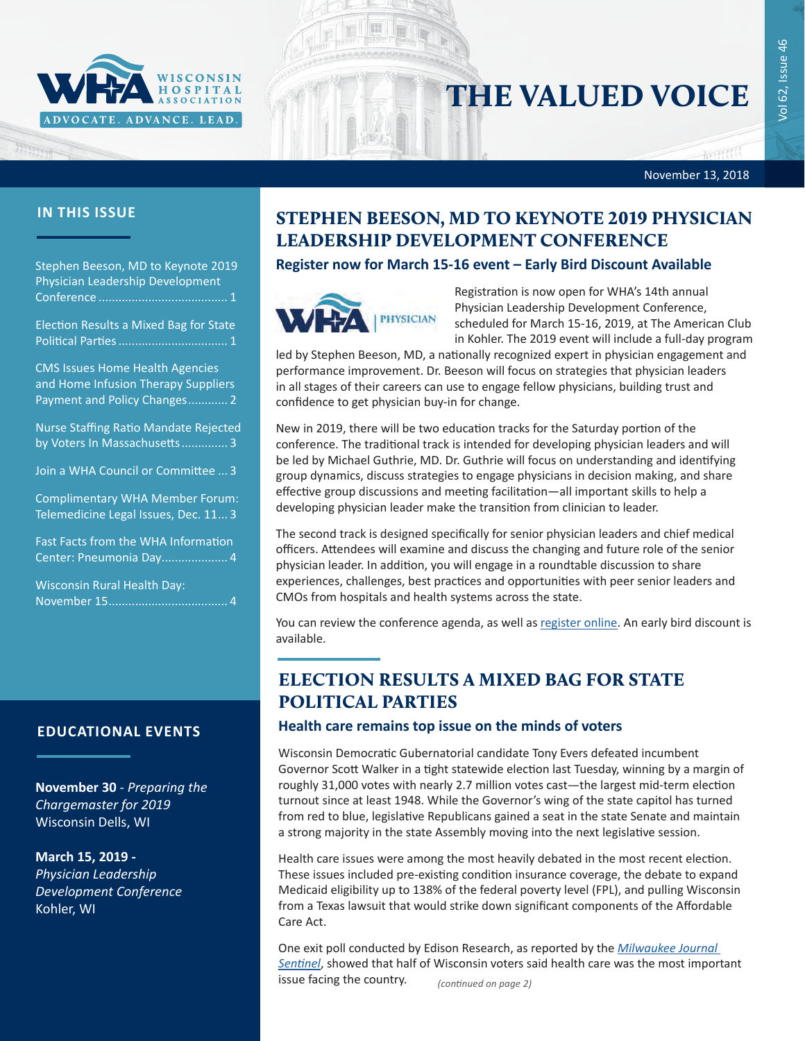# THE VALUED VOICE

November 13, 2018

## IN THIS ISSUE

Stephen Beeson, MD to Keynote 2019 Physician Leadership Development Conference ....... 1

Election Results a Mixed Bag for State Political Parties ....... 1

CMS Issues Home Health Agencies and Home Infusion Therapy Suppliers Payment and Policy Changes ....... 2

Nurse Staffing Ratio Mandate Rejected by Voters In Massachusetts ....... 3

Join a WHA Council or Committee ... 3

Complimentary WHA Member Forum: Telemedicine Legal Issues, Dec. 11... 3

Fast Facts from the WHA Information Center: Pneumonia Day ....... 4

Wisconsin Rural Health Day: November 15 ....... 4

## EDUCATIONAL EVENTS

**November 30** - *Preparing the Chargemaster for 2019*
Wisconsin Dells, WI

**March 15, 2019 -**
*Physician Leadership Development Conference*
Kohler, WI

## STEPHEN BEESON, MD TO KEYNOTE 2019 PHYSICIAN LEADERSHIP DEVELOPMENT CONFERENCE

### Register now for March 15-16 event – Early Bird Discount Available

Registration is now open for WHA's 14th annual Physician Leadership Development Conference, scheduled for March 15-16, 2019, at The American Club in Kohler. The 2019 event will include a full-day program led by Stephen Beeson, MD, a nationally recognized expert in physician engagement and performance improvement. Dr. Beeson will focus on strategies that physician leaders in all stages of their careers can use to engage fellow physicians, building trust and confidence to get physician buy-in for change.

New in 2019, there will be two education tracks for the Saturday portion of the conference. The traditional track is intended for developing physician leaders and will be led by Michael Guthrie, MD. Dr. Guthrie will focus on understanding and identifying group dynamics, discuss strategies to engage physicians in decision making, and share effective group discussions and meeting facilitation—all important skills to help a developing physician leader make the transition from clinician to leader.

The second track is designed specifically for senior physician leaders and chief medical officers. Attendees will examine and discuss the changing and future role of the senior physician leader. In addition, you will engage in a roundtable discussion to share experiences, challenges, best practices and opportunities with peer senior leaders and CMOs from hospitals and health systems across the state.

You can review the conference agenda, as well as register online. An early bird discount is available.

## ELECTION RESULTS A MIXED BAG FOR STATE POLITICAL PARTIES

### Health care remains top issue on the minds of voters

Wisconsin Democratic Gubernatorial candidate Tony Evers defeated incumbent Governor Scott Walker in a tight statewide election last Tuesday, winning by a margin of roughly 31,000 votes with nearly 2.7 million votes cast—the largest mid-term election turnout since at least 1948. While the Governor's wing of the state capitol has turned from red to blue, legislative Republicans gained a seat in the state Senate and maintain a strong majority in the state Assembly moving into the next legislative session.

Health care issues were among the most heavily debated in the most recent election. These issues included pre-existing condition insurance coverage, the debate to expand Medicaid eligibility up to 138% of the federal poverty level (FPL), and pulling Wisconsin from a Texas lawsuit that would strike down significant components of the Affordable Care Act.

One exit poll conducted by Edison Research, as reported by the *Milwaukee Journal Sentinel*, showed that half of Wisconsin voters said health care was the most important issue facing the country. *(continued on page 2)*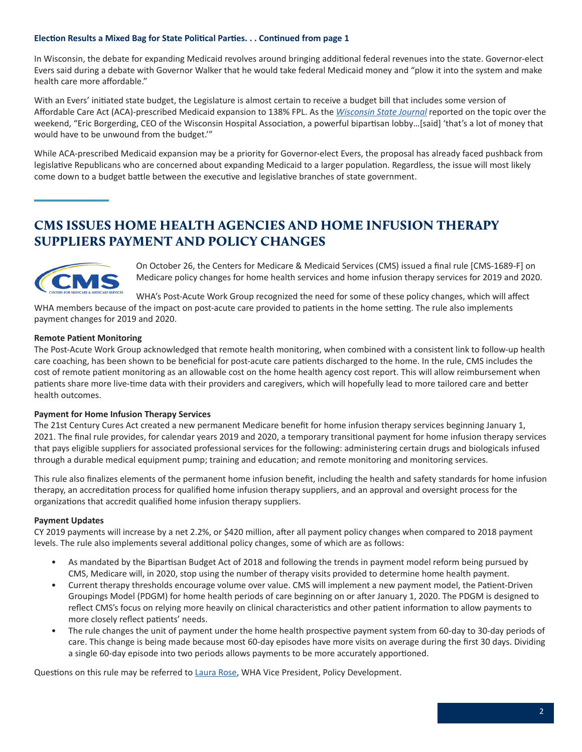**Election Results a Mixed Bag for State Political Parties. . . Continued from page 1**

In Wisconsin, the debate for expanding Medicaid revolves around bringing additional federal revenues into the state. Governor-elect Evers said during a debate with Governor Walker that he would take federal Medicaid money and "plow it into the system and make health care more affordable."

With an Evers' initiated state budget, the Legislature is almost certain to receive a budget bill that includes some version of Affordable Care Act (ACA)-prescribed Medicaid expansion to 138% FPL. As the *Wisconsin State Journal* reported on the topic over the weekend, "Eric Borgerding, CEO of the Wisconsin Hospital Association, a powerful bipartisan lobby…[said] 'that's a lot of money that would have to be unwound from the budget.'"

While ACA-prescribed Medicaid expansion may be a priority for Governor-elect Evers, the proposal has already faced pushback from legislative Republicans who are concerned about expanding Medicaid to a larger population. Regardless, the issue will most likely come down to a budget battle between the executive and legislative branches of state government.

## CMS ISSUES HOME HEALTH AGENCIES AND HOME INFUSION THERAPY SUPPLIERS PAYMENT AND POLICY CHANGES

On October 26, the Centers for Medicare & Medicaid Services (CMS) issued a final rule [CMS-1689-F] on Medicare policy changes for home health services and home infusion therapy services for 2019 and 2020.

WHA's Post-Acute Work Group recognized the need for some of these policy changes, which will affect WHA members because of the impact on post-acute care provided to patients in the home setting. The rule also implements payment changes for 2019 and 2020.

**Remote Patient Monitoring**

The Post-Acute Work Group acknowledged that remote health monitoring, when combined with a consistent link to follow-up health care coaching, has been shown to be beneficial for post-acute care patients discharged to the home. In the rule, CMS includes the cost of remote patient monitoring as an allowable cost on the home health agency cost report. This will allow reimbursement when patients share more live-time data with their providers and caregivers, which will hopefully lead to more tailored care and better health outcomes.

**Payment for Home Infusion Therapy Services**

The 21st Century Cures Act created a new permanent Medicare benefit for home infusion therapy services beginning January 1, 2021. The final rule provides, for calendar years 2019 and 2020, a temporary transitional payment for home infusion therapy services that pays eligible suppliers for associated professional services for the following: administering certain drugs and biologicals infused through a durable medical equipment pump; training and education; and remote monitoring and monitoring services.

This rule also finalizes elements of the permanent home infusion benefit, including the health and safety standards for home infusion therapy, an accreditation process for qualified home infusion therapy suppliers, and an approval and oversight process for the organizations that accredit qualified home infusion therapy suppliers.

**Payment Updates**

CY 2019 payments will increase by a net 2.2%, or $420 million, after all payment policy changes when compared to 2018 payment levels. The rule also implements several additional policy changes, some of which are as follows:

- As mandated by the Bipartisan Budget Act of 2018 and following the trends in payment model reform being pursued by CMS, Medicare will, in 2020, stop using the number of therapy visits provided to determine home health payment.
- Current therapy thresholds encourage volume over value. CMS will implement a new payment model, the Patient-Driven Groupings Model (PDGM) for home health periods of care beginning on or after January 1, 2020. The PDGM is designed to reflect CMS's focus on relying more heavily on clinical characteristics and other patient information to allow payments to more closely reflect patients' needs.
- The rule changes the unit of payment under the home health prospective payment system from 60-day to 30-day periods of care. This change is being made because most 60-day episodes have more visits on average during the first 30 days. Dividing a single 60-day episode into two periods allows payments to be more accurately apportioned.

Questions on this rule may be referred to Laura Rose, WHA Vice President, Policy Development.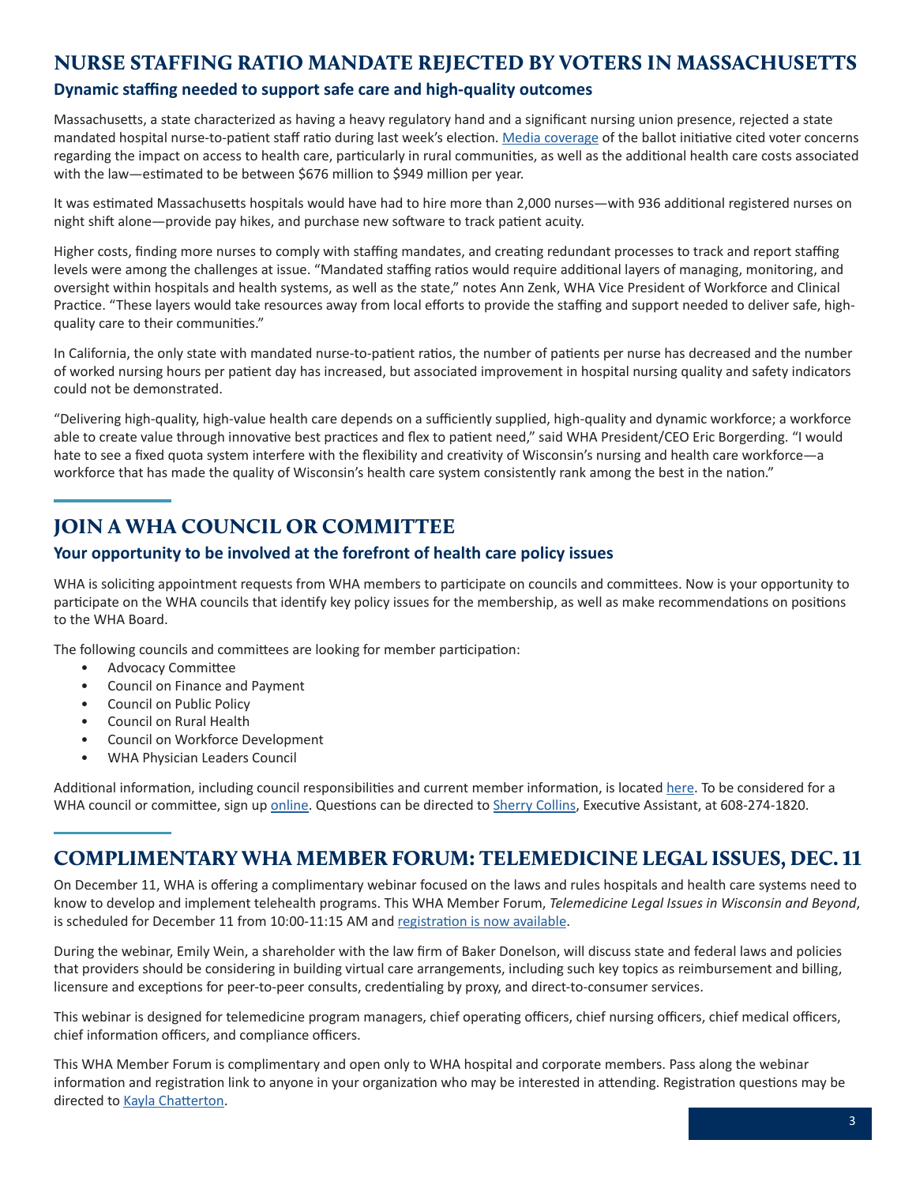## NURSE STAFFING RATIO MANDATE REJECTED BY VOTERS IN MASSACHUSETTS

### Dynamic staffing needed to support safe care and high-quality outcomes

Massachusetts, a state characterized as having a heavy regulatory hand and a significant nursing union presence, rejected a state mandated hospital nurse-to-patient staff ratio during last week's election. Media coverage of the ballot initiative cited voter concerns regarding the impact on access to health care, particularly in rural communities, as well as the additional health care costs associated with the law—estimated to be between $676 million to $949 million per year.

It was estimated Massachusetts hospitals would have had to hire more than 2,000 nurses—with 936 additional registered nurses on night shift alone—provide pay hikes, and purchase new software to track patient acuity.

Higher costs, finding more nurses to comply with staffing mandates, and creating redundant processes to track and report staffing levels were among the challenges at issue. "Mandated staffing ratios would require additional layers of managing, monitoring, and oversight within hospitals and health systems, as well as the state," notes Ann Zenk, WHA Vice President of Workforce and Clinical Practice. "These layers would take resources away from local efforts to provide the staffing and support needed to deliver safe, high-quality care to their communities."

In California, the only state with mandated nurse-to-patient ratios, the number of patients per nurse has decreased and the number of worked nursing hours per patient day has increased, but associated improvement in hospital nursing quality and safety indicators could not be demonstrated.

"Delivering high-quality, high-value health care depends on a sufficiently supplied, high-quality and dynamic workforce; a workforce able to create value through innovative best practices and flex to patient need," said WHA President/CEO Eric Borgerding. "I would hate to see a fixed quota system interfere with the flexibility and creativity of Wisconsin's nursing and health care workforce—a workforce that has made the quality of Wisconsin's health care system consistently rank among the best in the nation."

## JOIN A WHA COUNCIL OR COMMITTEE

### Your opportunity to be involved at the forefront of health care policy issues

WHA is soliciting appointment requests from WHA members to participate on councils and committees. Now is your opportunity to participate on the WHA councils that identify key policy issues for the membership, as well as make recommendations on positions to the WHA Board.

The following councils and committees are looking for member participation:

- Advocacy Committee
- Council on Finance and Payment
- Council on Public Policy
- Council on Rural Health
- Council on Workforce Development
- WHA Physician Leaders Council

Additional information, including council responsibilities and current member information, is located here. To be considered for a WHA council or committee, sign up online. Questions can be directed to Sherry Collins, Executive Assistant, at 608-274-1820.

## COMPLIMENTARY WHA MEMBER FORUM: TELEMEDICINE LEGAL ISSUES, DEC. 11

On December 11, WHA is offering a complimentary webinar focused on the laws and rules hospitals and health care systems need to know to develop and implement telehealth programs. This WHA Member Forum, *Telemedicine Legal Issues in Wisconsin and Beyond*, is scheduled for December 11 from 10:00-11:15 AM and registration is now available.

During the webinar, Emily Wein, a shareholder with the law firm of Baker Donelson, will discuss state and federal laws and policies that providers should be considering in building virtual care arrangements, including such key topics as reimbursement and billing, licensure and exceptions for peer-to-peer consults, credentialing by proxy, and direct-to-consumer services.

This webinar is designed for telemedicine program managers, chief operating officers, chief nursing officers, chief medical officers, chief information officers, and compliance officers.

This WHA Member Forum is complimentary and open only to WHA hospital and corporate members. Pass along the webinar information and registration link to anyone in your organization who may be interested in attending. Registration questions may be directed to Kayla Chatterton.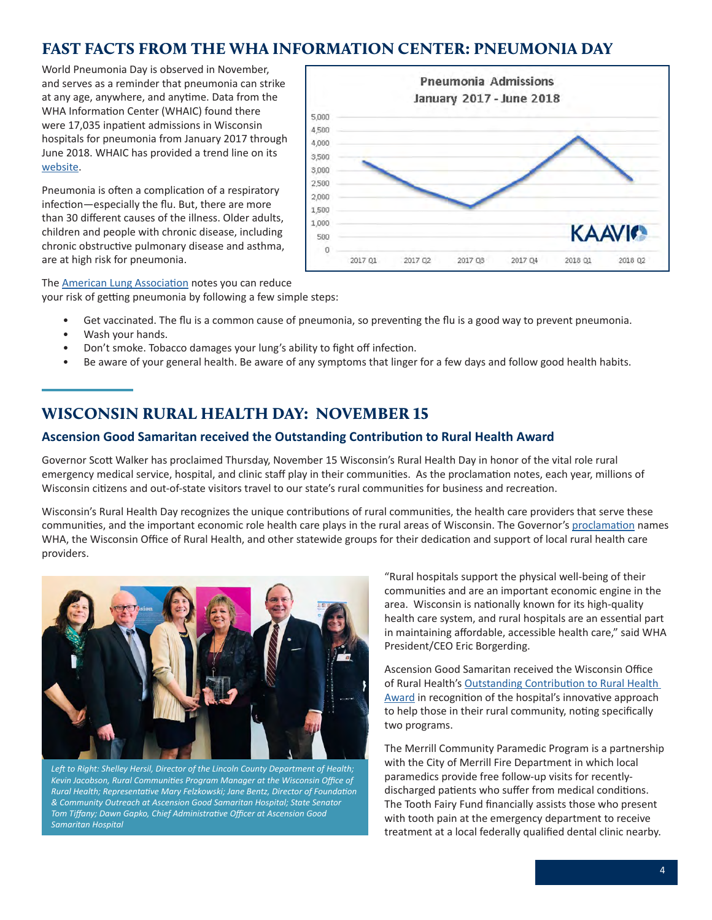# FAST FACTS FROM THE WHA INFORMATION CENTER: PNEUMONIA DAY

World Pneumonia Day is observed in November, and serves as a reminder that pneumonia can strike at any age, anywhere, and anytime. Data from the WHA Information Center (WHAIC) found there were 17,035 inpatient admissions in Wisconsin hospitals for pneumonia from January 2017 through June 2018. WHAIC has provided a trend line on its website.

Pneumonia is often a complication of a respiratory infection—especially the flu. But, there are more than 30 different causes of the illness. Older adults, children and people with chronic disease, including chronic obstructive pulmonary disease and asthma, are at high risk for pneumonia.

Pneumonia Admissions
January 2017 - June 2018

5,000
4,500
4,000
3,500
3,000
2,500
2,000
1,500
1,000
500
0

2017 Q1
2017 Q2
2017 Q3
2017 Q4
2018 Q1
2018 Q2

KAAVIO

The American Lung Association notes you can reduce your risk of getting pneumonia by following a few simple steps:

- Get vaccinated. The flu is a common cause of pneumonia, so preventing the flu is a good way to prevent pneumonia.
- Wash your hands.
- Don't smoke. Tobacco damages your lung's ability to fight off infection.
- Be aware of your general health. Be aware of any symptoms that linger for a few days and follow good health habits.

# WISCONSIN RURAL HEALTH DAY: NOVEMBER 15

### Ascension Good Samaritan received the Outstanding Contribution to Rural Health Award

Governor Scott Walker has proclaimed Thursday, November 15 Wisconsin's Rural Health Day in honor of the vital role rural emergency medical service, hospital, and clinic staff play in their communities. As the proclamation notes, each year, millions of Wisconsin citizens and out-of-state visitors travel to our state's rural communities for business and recreation.

Wisconsin's Rural Health Day recognizes the unique contributions of rural communities, the health care providers that serve these communities, and the important economic role health care plays in the rural areas of Wisconsin. The Governor's proclamation names WHA, the Wisconsin Office of Rural Health, and other statewide groups for their dedication and support of local rural health care providers.

*Left to Right: Shelley Hersil, Director of the Lincoln County Department of Health; Kevin Jacobson, Rural Communities Program Manager at the Wisconsin Office of Rural Health; Representative Mary Felzkowski; Jane Bentz, Director of Foundation & Community Outreach at Ascension Good Samaritan Hospital; State Senator Tom Tiffany; Dawn Gapko, Chief Administrative Officer at Ascension Good Samaritan Hospital*

"Rural hospitals support the physical well-being of their communities and are an important economic engine in the area. Wisconsin is nationally known for its high-quality health care system, and rural hospitals are an essential part in maintaining affordable, accessible health care," said WHA President/CEO Eric Borgerding.

Ascension Good Samaritan received the Wisconsin Office of Rural Health's Outstanding Contribution to Rural Health Award in recognition of the hospital's innovative approach to help those in their rural community, noting specifically two programs.

The Merrill Community Paramedic Program is a partnership with the City of Merrill Fire Department in which local paramedics provide free follow-up visits for recently-discharged patients who suffer from medical conditions. The Tooth Fairy Fund financially assists those who present with tooth pain at the emergency department to receive treatment at a local federally qualified dental clinic nearby.